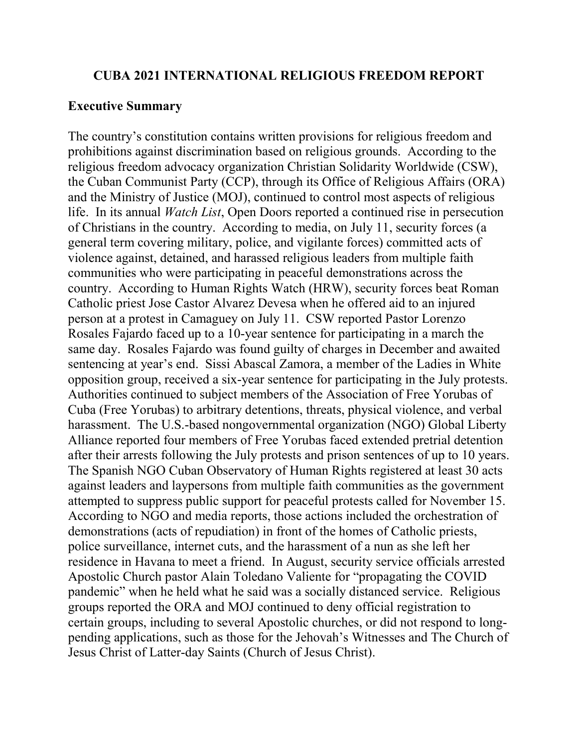# CUBA 2021 INTERNATIONAL RELIGIOUS FREEDOM REPORT

## Executive Summary

The country's constitution contains written provisions for religious freedom and prohibitions against discrimination based on religious grounds. According to the religious freedom advocacy organization Christian Solidarity Worldwide (CSW), the Cuban Communist Party (CCP), through its Office of Religious Affairs (ORA) and the Ministry of Justice (MOJ), continued to control most aspects of religious life. In its annual *Watch List*, Open Doors reported a continued rise in persecution of Christians in the country. According to media, on July 11, security forces (a general term covering military, police, and vigilante forces) committed acts of violence against, detained, and harassed religious leaders from multiple faith communities who were participating in peaceful demonstrations across the country. According to Human Rights Watch (HRW), security forces beat Roman Catholic priest Jose Castor Alvarez Devesa when he offered aid to an injured person at a protest in Camaguey on July 11. CSW reported Pastor Lorenzo Rosales Fajardo faced up to a 10-year sentence for participating in a march the same day. Rosales Fajardo was found guilty of charges in December and awaited sentencing at year's end. Sissi Abascal Zamora, a member of the Ladies in White opposition group, received a six-year sentence for participating in the July protests. Authorities continued to subject members of the Association of Free Yorubas of Cuba (Free Yorubas) to arbitrary detentions, threats, physical violence, and verbal harassment. The U.S.-based nongovernmental organization (NGO) Global Liberty Alliance reported four members of Free Yorubas faced extended pretrial detention after their arrests following the July protests and prison sentences of up to 10 years. The Spanish NGO Cuban Observatory of Human Rights registered at least 30 acts against leaders and laypersons from multiple faith communities as the government attempted to suppress public support for peaceful protests called for November 15. According to NGO and media reports, those actions included the orchestration of demonstrations (acts of repudiation) in front of the homes of Catholic priests, police surveillance, internet cuts, and the harassment of a nun as she left her residence in Havana to meet a friend. In August, security service officials arrested Apostolic Church pastor Alain Toledano Valiente for "propagating the COVID pandemic" when he held what he said was a socially distanced service. Religious groups reported the ORA and MOJ continued to deny official registration to certain groups, including to several Apostolic churches, or did not respond to long-pending applications, such as those for the Jehovah's Witnesses and The Church of Jesus Christ of Latter-day Saints (Church of Jesus Christ).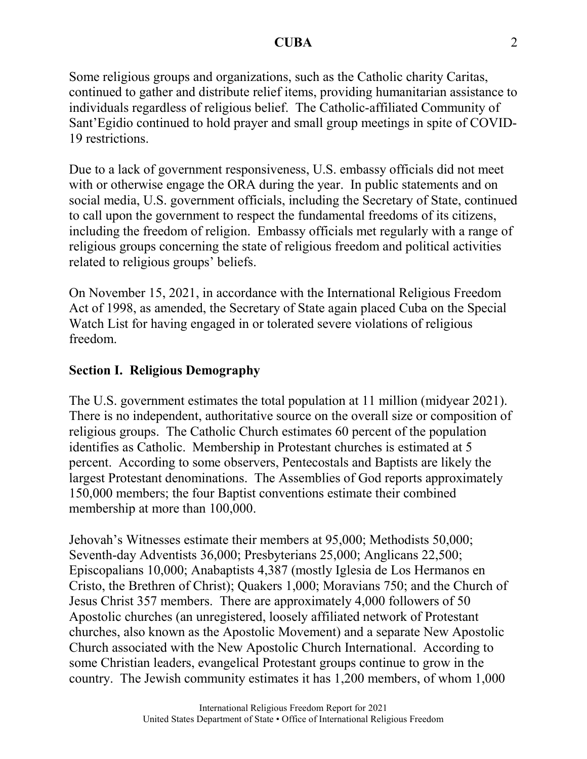Some religious groups and organizations, such as the Catholic charity Caritas, continued to gather and distribute relief items, providing humanitarian assistance to individuals regardless of religious belief. The Catholic-affiliated Community of Sant'Egidio continued to hold prayer and small group meetings in spite of COVID-19 restrictions.

Due to a lack of government responsiveness, U.S. embassy officials did not meet with or otherwise engage the ORA during the year. In public statements and on social media, U.S. government officials, including the Secretary of State, continued to call upon the government to respect the fundamental freedoms of its citizens, including the freedom of religion. Embassy officials met regularly with a range of religious groups concerning the state of religious freedom and political activities related to religious groups' beliefs.

On November 15, 2021, in accordance with the International Religious Freedom Act of 1998, as amended, the Secretary of State again placed Cuba on the Special Watch List for having engaged in or tolerated severe violations of religious freedom.

## Section I. Religious Demography

The U.S. government estimates the total population at 11 million (midyear 2021). There is no independent, authoritative source on the overall size or composition of religious groups. The Catholic Church estimates 60 percent of the population identifies as Catholic. Membership in Protestant churches is estimated at 5 percent. According to some observers, Pentecostals and Baptists are likely the largest Protestant denominations. The Assemblies of God reports approximately 150,000 members; the four Baptist conventions estimate their combined membership at more than 100,000.

Jehovah's Witnesses estimate their members at 95,000; Methodists 50,000; Seventh-day Adventists 36,000; Presbyterians 25,000; Anglicans 22,500; Episcopalians 10,000; Anabaptists 4,387 (mostly Iglesia de Los Hermanos en Cristo, the Brethren of Christ); Quakers 1,000; Moravians 750; and the Church of Jesus Christ 357 members. There are approximately 4,000 followers of 50 Apostolic churches (an unregistered, loosely affiliated network of Protestant churches, also known as the Apostolic Movement) and a separate New Apostolic Church associated with the New Apostolic Church International. According to some Christian leaders, evangelical Protestant groups continue to grow in the country. The Jewish community estimates it has 1,200 members, of whom 1,000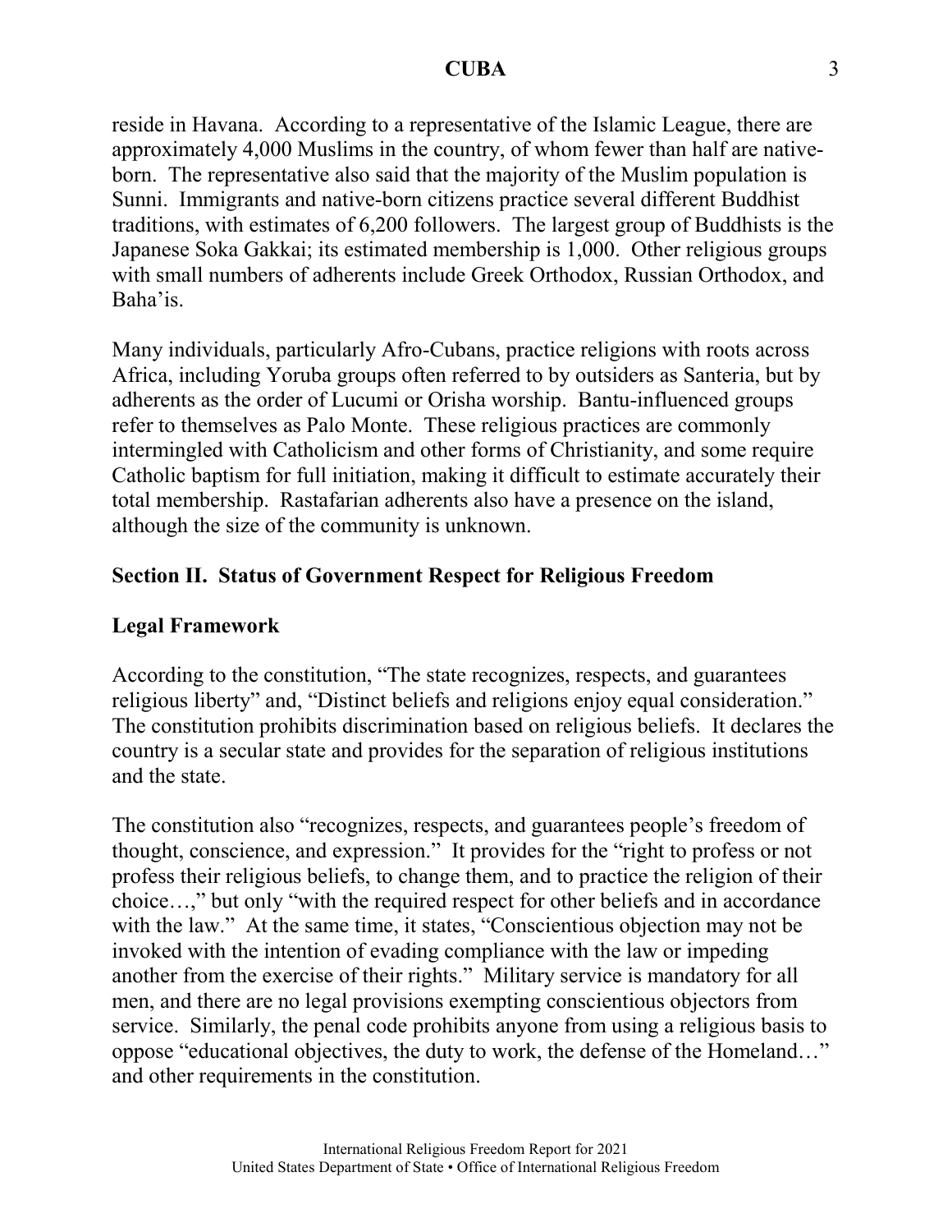reside in Havana. According to a representative of the Islamic League, there are approximately 4,000 Muslims in the country, of whom fewer than half are native-born. The representative also said that the majority of the Muslim population is Sunni. Immigrants and native-born citizens practice several different Buddhist traditions, with estimates of 6,200 followers. The largest group of Buddhists is the Japanese Soka Gakkai; its estimated membership is 1,000. Other religious groups with small numbers of adherents include Greek Orthodox, Russian Orthodox, and Baha'is.

Many individuals, particularly Afro-Cubans, practice religions with roots across Africa, including Yoruba groups often referred to by outsiders as Santeria, but by adherents as the order of Lucumi or Orisha worship. Bantu-influenced groups refer to themselves as Palo Monte. These religious practices are commonly intermingled with Catholicism and other forms of Christianity, and some require Catholic baptism for full initiation, making it difficult to estimate accurately their total membership. Rastafarian adherents also have a presence on the island, although the size of the community is unknown.

## Section II. Status of Government Respect for Religious Freedom

### Legal Framework

According to the constitution, "The state recognizes, respects, and guarantees religious liberty" and, "Distinct beliefs and religions enjoy equal consideration." The constitution prohibits discrimination based on religious beliefs. It declares the country is a secular state and provides for the separation of religious institutions and the state.

The constitution also "recognizes, respects, and guarantees people's freedom of thought, conscience, and expression." It provides for the "right to profess or not profess their religious beliefs, to change them, and to practice the religion of their choice…," but only "with the required respect for other beliefs and in accordance with the law." At the same time, it states, "Conscientious objection may not be invoked with the intention of evading compliance with the law or impeding another from the exercise of their rights." Military service is mandatory for all men, and there are no legal provisions exempting conscientious objectors from service. Similarly, the penal code prohibits anyone from using a religious basis to oppose "educational objectives, the duty to work, the defense of the Homeland…" and other requirements in the constitution.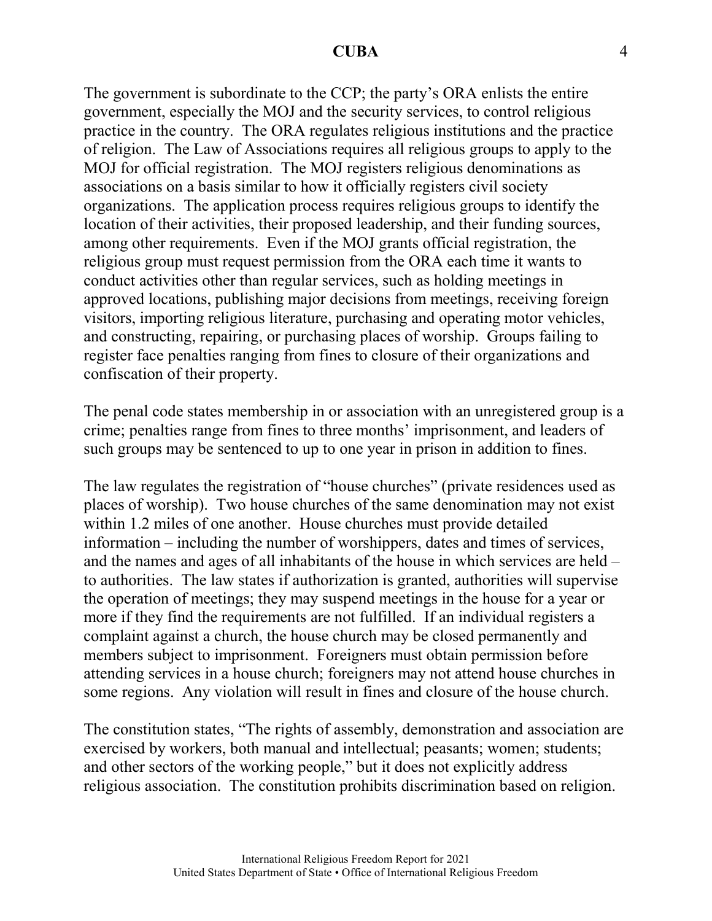The government is subordinate to the CCP; the party's ORA enlists the entire government, especially the MOJ and the security services, to control religious practice in the country. The ORA regulates religious institutions and the practice of religion. The Law of Associations requires all religious groups to apply to the MOJ for official registration. The MOJ registers religious denominations as associations on a basis similar to how it officially registers civil society organizations. The application process requires religious groups to identify the location of their activities, their proposed leadership, and their funding sources, among other requirements. Even if the MOJ grants official registration, the religious group must request permission from the ORA each time it wants to conduct activities other than regular services, such as holding meetings in approved locations, publishing major decisions from meetings, receiving foreign visitors, importing religious literature, purchasing and operating motor vehicles, and constructing, repairing, or purchasing places of worship. Groups failing to register face penalties ranging from fines to closure of their organizations and confiscation of their property.

The penal code states membership in or association with an unregistered group is a crime; penalties range from fines to three months' imprisonment, and leaders of such groups may be sentenced to up to one year in prison in addition to fines.

The law regulates the registration of "house churches" (private residences used as places of worship). Two house churches of the same denomination may not exist within 1.2 miles of one another. House churches must provide detailed information – including the number of worshippers, dates and times of services, and the names and ages of all inhabitants of the house in which services are held – to authorities. The law states if authorization is granted, authorities will supervise the operation of meetings; they may suspend meetings in the house for a year or more if they find the requirements are not fulfilled. If an individual registers a complaint against a church, the house church may be closed permanently and members subject to imprisonment. Foreigners must obtain permission before attending services in a house church; foreigners may not attend house churches in some regions. Any violation will result in fines and closure of the house church.

The constitution states, "The rights of assembly, demonstration and association are exercised by workers, both manual and intellectual; peasants; women; students; and other sectors of the working people," but it does not explicitly address religious association. The constitution prohibits discrimination based on religion.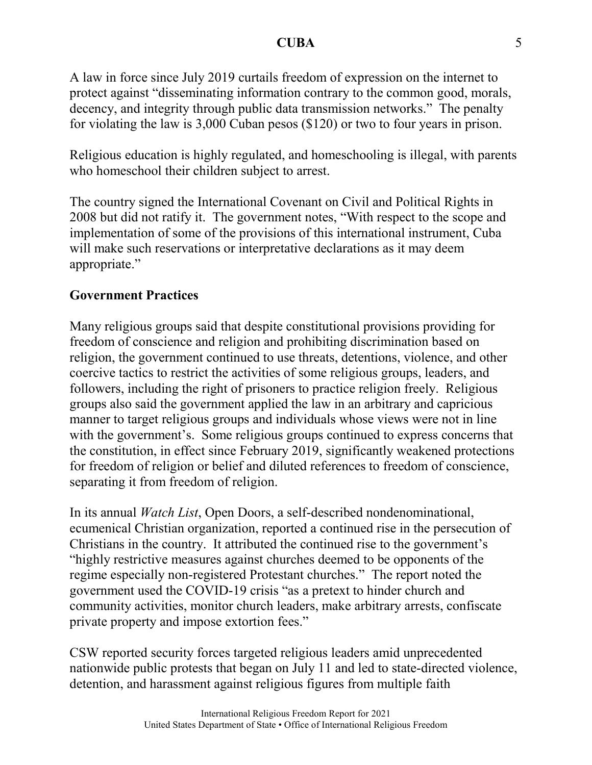A law in force since July 2019 curtails freedom of expression on the internet to protect against "disseminating information contrary to the common good, morals, decency, and integrity through public data transmission networks." The penalty for violating the law is 3,000 Cuban pesos ($120) or two to four years in prison.

Religious education is highly regulated, and homeschooling is illegal, with parents who homeschool their children subject to arrest.

The country signed the International Covenant on Civil and Political Rights in 2008 but did not ratify it. The government notes, "With respect to the scope and implementation of some of the provisions of this international instrument, Cuba will make such reservations or interpretative declarations as it may deem appropriate."

## Government Practices

Many religious groups said that despite constitutional provisions providing for freedom of conscience and religion and prohibiting discrimination based on religion, the government continued to use threats, detentions, violence, and other coercive tactics to restrict the activities of some religious groups, leaders, and followers, including the right of prisoners to practice religion freely. Religious groups also said the government applied the law in an arbitrary and capricious manner to target religious groups and individuals whose views were not in line with the government's. Some religious groups continued to express concerns that the constitution, in effect since February 2019, significantly weakened protections for freedom of religion or belief and diluted references to freedom of conscience, separating it from freedom of religion.

In its annual *Watch List*, Open Doors, a self-described nondenominational, ecumenical Christian organization, reported a continued rise in the persecution of Christians in the country. It attributed the continued rise to the government's "highly restrictive measures against churches deemed to be opponents of the regime especially non-registered Protestant churches." The report noted the government used the COVID-19 crisis "as a pretext to hinder church and community activities, monitor church leaders, make arbitrary arrests, confiscate private property and impose extortion fees."

CSW reported security forces targeted religious leaders amid unprecedented nationwide public protests that began on July 11 and led to state-directed violence, detention, and harassment against religious figures from multiple faith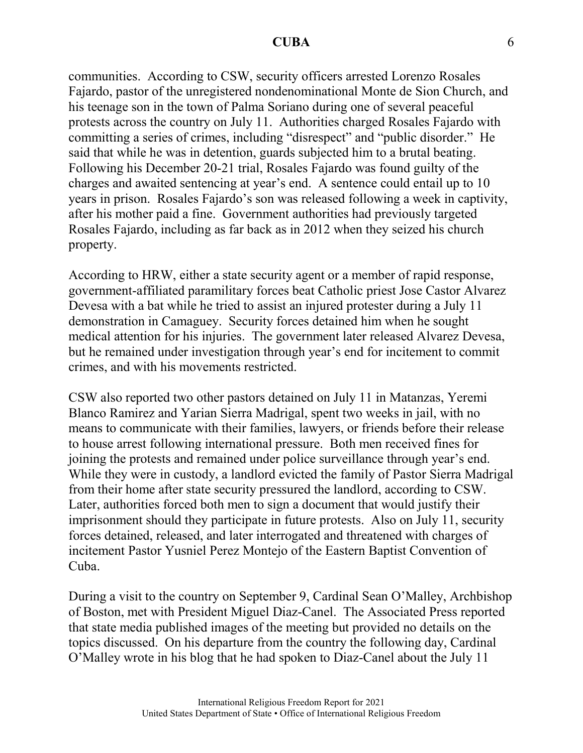communities. According to CSW, security officers arrested Lorenzo Rosales Fajardo, pastor of the unregistered nondenominational Monte de Sion Church, and his teenage son in the town of Palma Soriano during one of several peaceful protests across the country on July 11. Authorities charged Rosales Fajardo with committing a series of crimes, including "disrespect" and "public disorder." He said that while he was in detention, guards subjected him to a brutal beating. Following his December 20-21 trial, Rosales Fajardo was found guilty of the charges and awaited sentencing at year's end. A sentence could entail up to 10 years in prison. Rosales Fajardo's son was released following a week in captivity, after his mother paid a fine. Government authorities had previously targeted Rosales Fajardo, including as far back as in 2012 when they seized his church property.

According to HRW, either a state security agent or a member of rapid response, government-affiliated paramilitary forces beat Catholic priest Jose Castor Alvarez Devesa with a bat while he tried to assist an injured protester during a July 11 demonstration in Camaguey. Security forces detained him when he sought medical attention for his injuries. The government later released Alvarez Devesa, but he remained under investigation through year's end for incitement to commit crimes, and with his movements restricted.

CSW also reported two other pastors detained on July 11 in Matanzas, Yeremi Blanco Ramirez and Yarian Sierra Madrigal, spent two weeks in jail, with no means to communicate with their families, lawyers, or friends before their release to house arrest following international pressure. Both men received fines for joining the protests and remained under police surveillance through year's end. While they were in custody, a landlord evicted the family of Pastor Sierra Madrigal from their home after state security pressured the landlord, according to CSW. Later, authorities forced both men to sign a document that would justify their imprisonment should they participate in future protests. Also on July 11, security forces detained, released, and later interrogated and threatened with charges of incitement Pastor Yusniel Perez Montejo of the Eastern Baptist Convention of Cuba.

During a visit to the country on September 9, Cardinal Sean O'Malley, Archbishop of Boston, met with President Miguel Diaz-Canel. The Associated Press reported that state media published images of the meeting but provided no details on the topics discussed. On his departure from the country the following day, Cardinal O'Malley wrote in his blog that he had spoken to Diaz-Canel about the July 11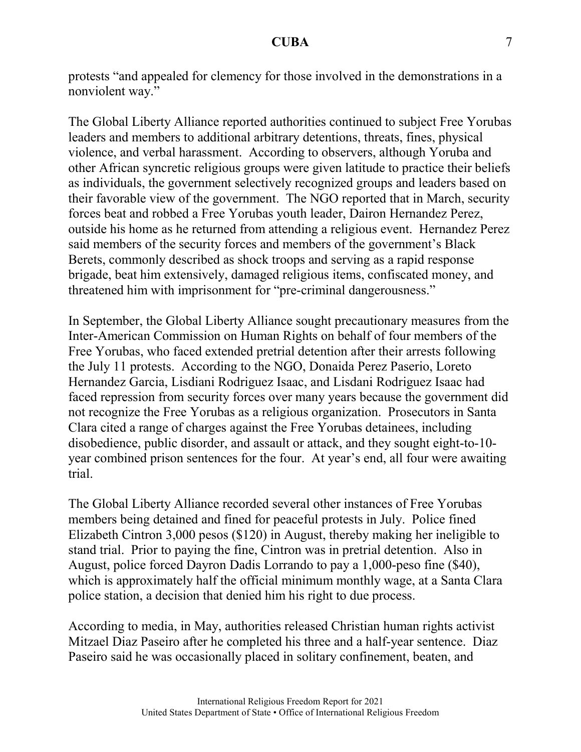protests "and appealed for clemency for those involved in the demonstrations in a nonviolent way."

The Global Liberty Alliance reported authorities continued to subject Free Yorubas leaders and members to additional arbitrary detentions, threats, fines, physical violence, and verbal harassment. According to observers, although Yoruba and other African syncretic religious groups were given latitude to practice their beliefs as individuals, the government selectively recognized groups and leaders based on their favorable view of the government. The NGO reported that in March, security forces beat and robbed a Free Yorubas youth leader, Dairon Hernandez Perez, outside his home as he returned from attending a religious event. Hernandez Perez said members of the security forces and members of the government's Black Berets, commonly described as shock troops and serving as a rapid response brigade, beat him extensively, damaged religious items, confiscated money, and threatened him with imprisonment for "pre-criminal dangerousness."

In September, the Global Liberty Alliance sought precautionary measures from the Inter-American Commission on Human Rights on behalf of four members of the Free Yorubas, who faced extended pretrial detention after their arrests following the July 11 protests. According to the NGO, Donaida Perez Paserio, Loreto Hernandez Garcia, Lisdiani Rodriguez Isaac, and Lisdani Rodriguez Isaac had faced repression from security forces over many years because the government did not recognize the Free Yorubas as a religious organization. Prosecutors in Santa Clara cited a range of charges against the Free Yorubas detainees, including disobedience, public disorder, and assault or attack, and they sought eight-to-10-year combined prison sentences for the four. At year's end, all four were awaiting trial.

The Global Liberty Alliance recorded several other instances of Free Yorubas members being detained and fined for peaceful protests in July. Police fined Elizabeth Cintron 3,000 pesos ($120) in August, thereby making her ineligible to stand trial. Prior to paying the fine, Cintron was in pretrial detention. Also in August, police forced Dayron Dadis Lorrando to pay a 1,000-peso fine ($40), which is approximately half the official minimum monthly wage, at a Santa Clara police station, a decision that denied him his right to due process.

According to media, in May, authorities released Christian human rights activist Mitzael Diaz Paseiro after he completed his three and a half-year sentence. Diaz Paseiro said he was occasionally placed in solitary confinement, beaten, and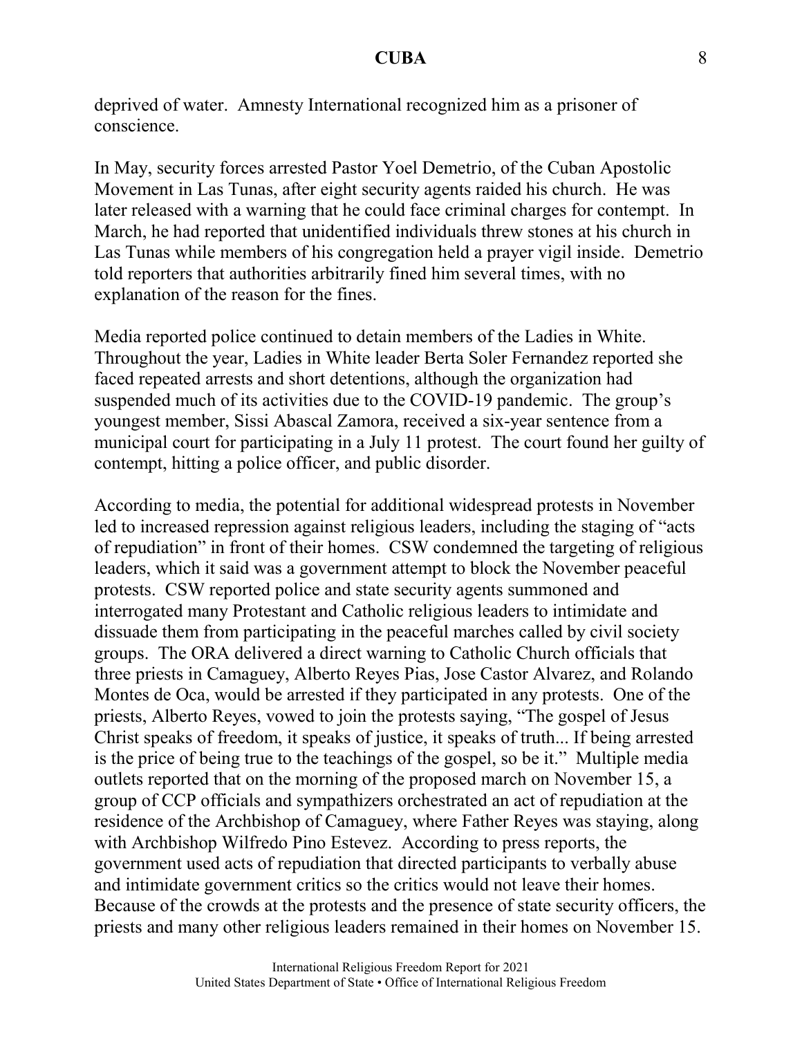deprived of water. Amnesty International recognized him as a prisoner of conscience.

In May, security forces arrested Pastor Yoel Demetrio, of the Cuban Apostolic Movement in Las Tunas, after eight security agents raided his church. He was later released with a warning that he could face criminal charges for contempt. In March, he had reported that unidentified individuals threw stones at his church in Las Tunas while members of his congregation held a prayer vigil inside. Demetrio told reporters that authorities arbitrarily fined him several times, with no explanation of the reason for the fines.

Media reported police continued to detain members of the Ladies in White. Throughout the year, Ladies in White leader Berta Soler Fernandez reported she faced repeated arrests and short detentions, although the organization had suspended much of its activities due to the COVID-19 pandemic. The group's youngest member, Sissi Abascal Zamora, received a six-year sentence from a municipal court for participating in a July 11 protest. The court found her guilty of contempt, hitting a police officer, and public disorder.

According to media, the potential for additional widespread protests in November led to increased repression against religious leaders, including the staging of "acts of repudiation" in front of their homes. CSW condemned the targeting of religious leaders, which it said was a government attempt to block the November peaceful protests. CSW reported police and state security agents summoned and interrogated many Protestant and Catholic religious leaders to intimidate and dissuade them from participating in the peaceful marches called by civil society groups. The ORA delivered a direct warning to Catholic Church officials that three priests in Camaguey, Alberto Reyes Pias, Jose Castor Alvarez, and Rolando Montes de Oca, would be arrested if they participated in any protests. One of the priests, Alberto Reyes, vowed to join the protests saying, "The gospel of Jesus Christ speaks of freedom, it speaks of justice, it speaks of truth... If being arrested is the price of being true to the teachings of the gospel, so be it." Multiple media outlets reported that on the morning of the proposed march on November 15, a group of CCP officials and sympathizers orchestrated an act of repudiation at the residence of the Archbishop of Camaguey, where Father Reyes was staying, along with Archbishop Wilfredo Pino Estevez. According to press reports, the government used acts of repudiation that directed participants to verbally abuse and intimidate government critics so the critics would not leave their homes. Because of the crowds at the protests and the presence of state security officers, the priests and many other religious leaders remained in their homes on November 15.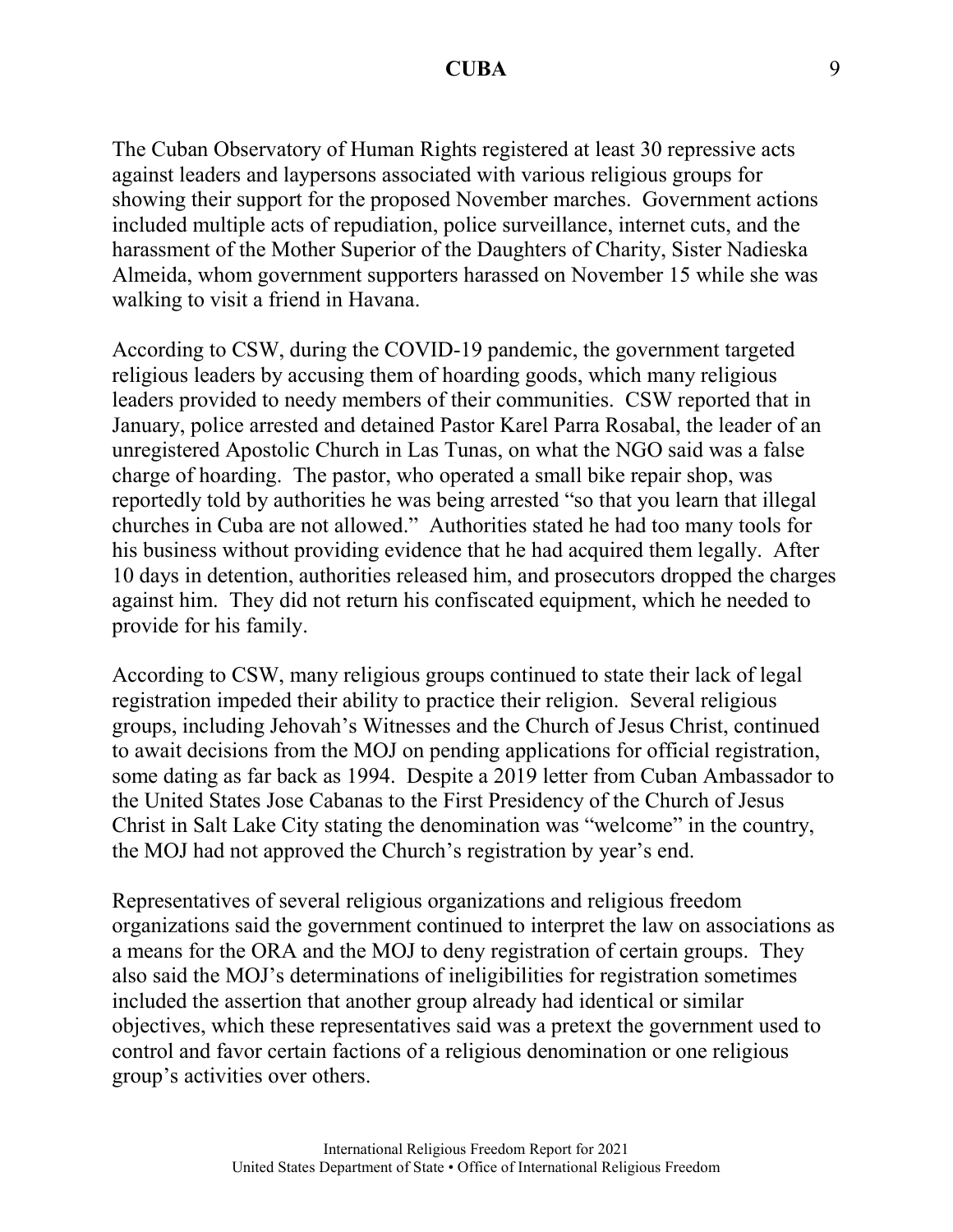The Cuban Observatory of Human Rights registered at least 30 repressive acts against leaders and laypersons associated with various religious groups for showing their support for the proposed November marches. Government actions included multiple acts of repudiation, police surveillance, internet cuts, and the harassment of the Mother Superior of the Daughters of Charity, Sister Nadieska Almeida, whom government supporters harassed on November 15 while she was walking to visit a friend in Havana.

According to CSW, during the COVID-19 pandemic, the government targeted religious leaders by accusing them of hoarding goods, which many religious leaders provided to needy members of their communities. CSW reported that in January, police arrested and detained Pastor Karel Parra Rosabal, the leader of an unregistered Apostolic Church in Las Tunas, on what the NGO said was a false charge of hoarding. The pastor, who operated a small bike repair shop, was reportedly told by authorities he was being arrested "so that you learn that illegal churches in Cuba are not allowed." Authorities stated he had too many tools for his business without providing evidence that he had acquired them legally. After 10 days in detention, authorities released him, and prosecutors dropped the charges against him. They did not return his confiscated equipment, which he needed to provide for his family.

According to CSW, many religious groups continued to state their lack of legal registration impeded their ability to practice their religion. Several religious groups, including Jehovah's Witnesses and the Church of Jesus Christ, continued to await decisions from the MOJ on pending applications for official registration, some dating as far back as 1994. Despite a 2019 letter from Cuban Ambassador to the United States Jose Cabanas to the First Presidency of the Church of Jesus Christ in Salt Lake City stating the denomination was "welcome" in the country, the MOJ had not approved the Church's registration by year's end.

Representatives of several religious organizations and religious freedom organizations said the government continued to interpret the law on associations as a means for the ORA and the MOJ to deny registration of certain groups. They also said the MOJ's determinations of ineligibilities for registration sometimes included the assertion that another group already had identical or similar objectives, which these representatives said was a pretext the government used to control and favor certain factions of a religious denomination or one religious group's activities over others.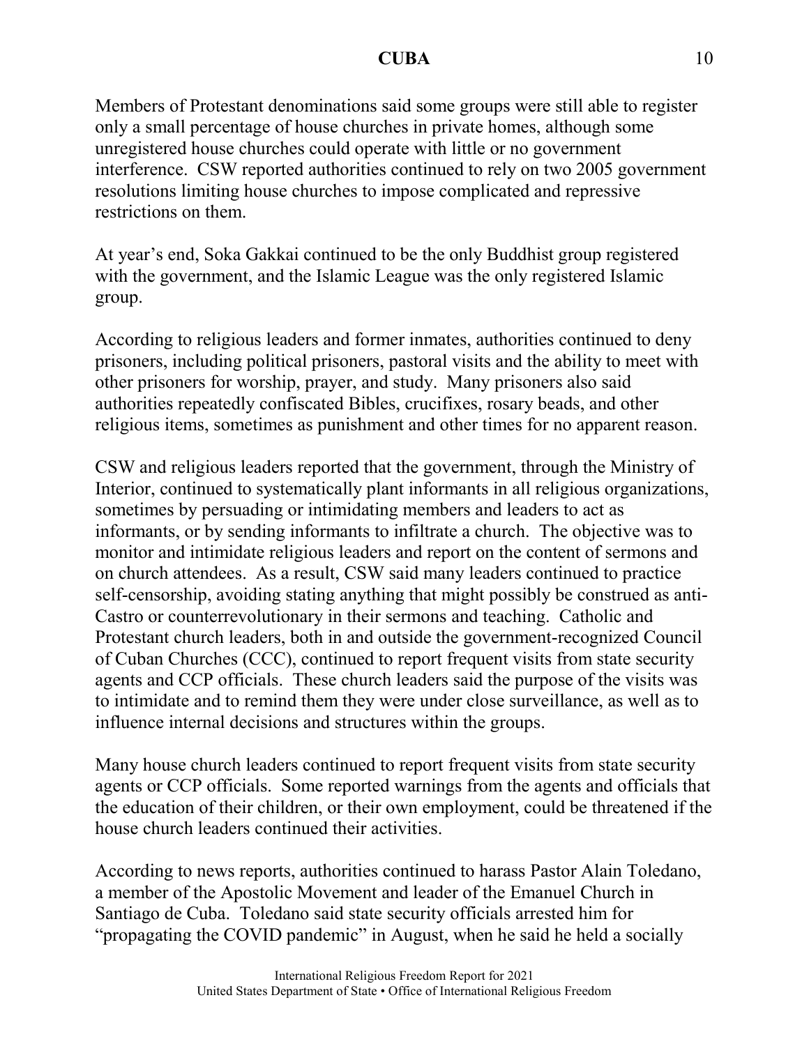Members of Protestant denominations said some groups were still able to register only a small percentage of house churches in private homes, although some unregistered house churches could operate with little or no government interference. CSW reported authorities continued to rely on two 2005 government resolutions limiting house churches to impose complicated and repressive restrictions on them.

At year's end, Soka Gakkai continued to be the only Buddhist group registered with the government, and the Islamic League was the only registered Islamic group.

According to religious leaders and former inmates, authorities continued to deny prisoners, including political prisoners, pastoral visits and the ability to meet with other prisoners for worship, prayer, and study. Many prisoners also said authorities repeatedly confiscated Bibles, crucifixes, rosary beads, and other religious items, sometimes as punishment and other times for no apparent reason.

CSW and religious leaders reported that the government, through the Ministry of Interior, continued to systematically plant informants in all religious organizations, sometimes by persuading or intimidating members and leaders to act as informants, or by sending informants to infiltrate a church. The objective was to monitor and intimidate religious leaders and report on the content of sermons and on church attendees. As a result, CSW said many leaders continued to practice self-censorship, avoiding stating anything that might possibly be construed as anti-Castro or counterrevolutionary in their sermons and teaching. Catholic and Protestant church leaders, both in and outside the government-recognized Council of Cuban Churches (CCC), continued to report frequent visits from state security agents and CCP officials. These church leaders said the purpose of the visits was to intimidate and to remind them they were under close surveillance, as well as to influence internal decisions and structures within the groups.

Many house church leaders continued to report frequent visits from state security agents or CCP officials. Some reported warnings from the agents and officials that the education of their children, or their own employment, could be threatened if the house church leaders continued their activities.

According to news reports, authorities continued to harass Pastor Alain Toledano, a member of the Apostolic Movement and leader of the Emanuel Church in Santiago de Cuba. Toledano said state security officials arrested him for "propagating the COVID pandemic" in August, when he said he held a socially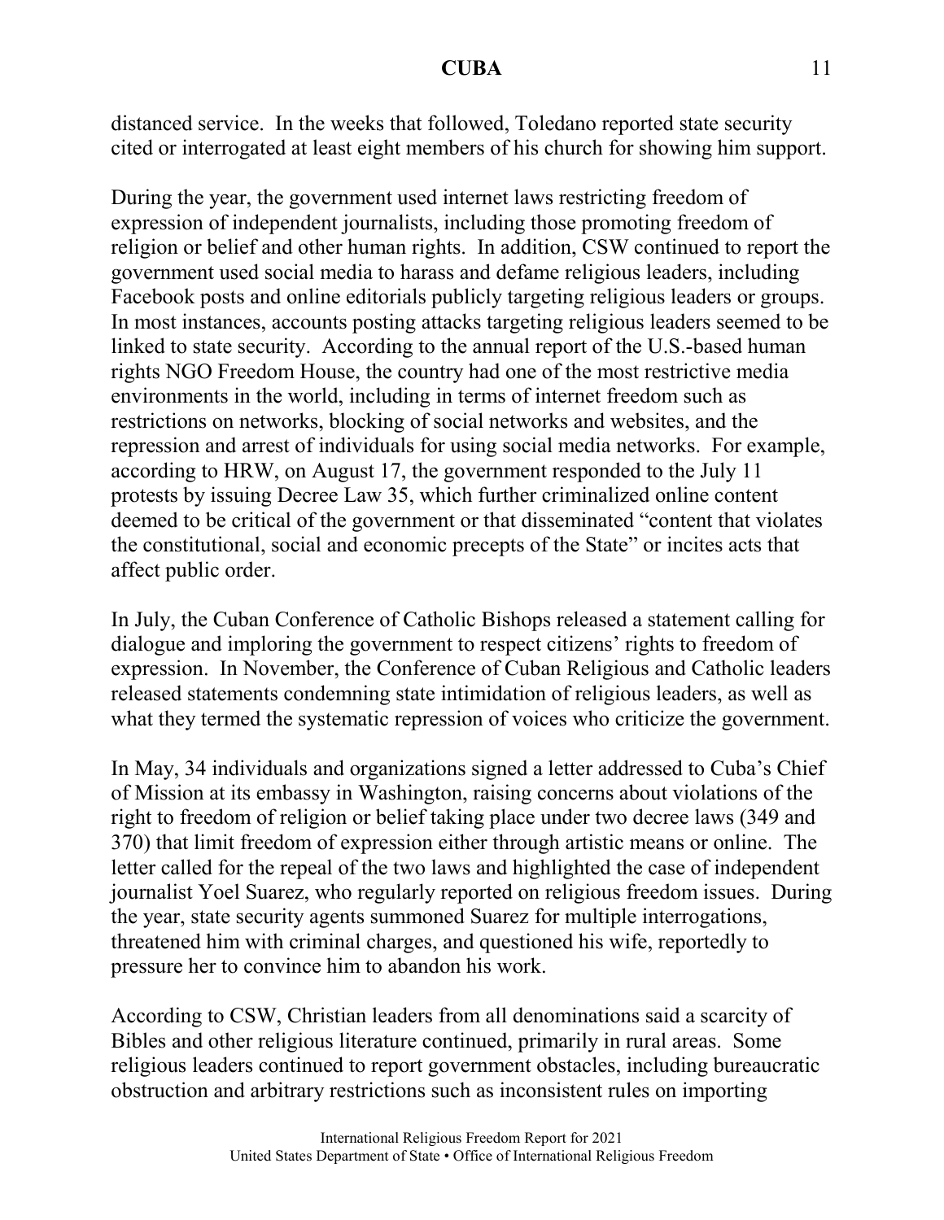distanced service. In the weeks that followed, Toledano reported state security cited or interrogated at least eight members of his church for showing him support.

During the year, the government used internet laws restricting freedom of expression of independent journalists, including those promoting freedom of religion or belief and other human rights. In addition, CSW continued to report the government used social media to harass and defame religious leaders, including Facebook posts and online editorials publicly targeting religious leaders or groups. In most instances, accounts posting attacks targeting religious leaders seemed to be linked to state security. According to the annual report of the U.S.-based human rights NGO Freedom House, the country had one of the most restrictive media environments in the world, including in terms of internet freedom such as restrictions on networks, blocking of social networks and websites, and the repression and arrest of individuals for using social media networks. For example, according to HRW, on August 17, the government responded to the July 11 protests by issuing Decree Law 35, which further criminalized online content deemed to be critical of the government or that disseminated "content that violates the constitutional, social and economic precepts of the State" or incites acts that affect public order.

In July, the Cuban Conference of Catholic Bishops released a statement calling for dialogue and imploring the government to respect citizens' rights to freedom of expression. In November, the Conference of Cuban Religious and Catholic leaders released statements condemning state intimidation of religious leaders, as well as what they termed the systematic repression of voices who criticize the government.

In May, 34 individuals and organizations signed a letter addressed to Cuba's Chief of Mission at its embassy in Washington, raising concerns about violations of the right to freedom of religion or belief taking place under two decree laws (349 and 370) that limit freedom of expression either through artistic means or online. The letter called for the repeal of the two laws and highlighted the case of independent journalist Yoel Suarez, who regularly reported on religious freedom issues. During the year, state security agents summoned Suarez for multiple interrogations, threatened him with criminal charges, and questioned his wife, reportedly to pressure her to convince him to abandon his work.

According to CSW, Christian leaders from all denominations said a scarcity of Bibles and other religious literature continued, primarily in rural areas. Some religious leaders continued to report government obstacles, including bureaucratic obstruction and arbitrary restrictions such as inconsistent rules on importing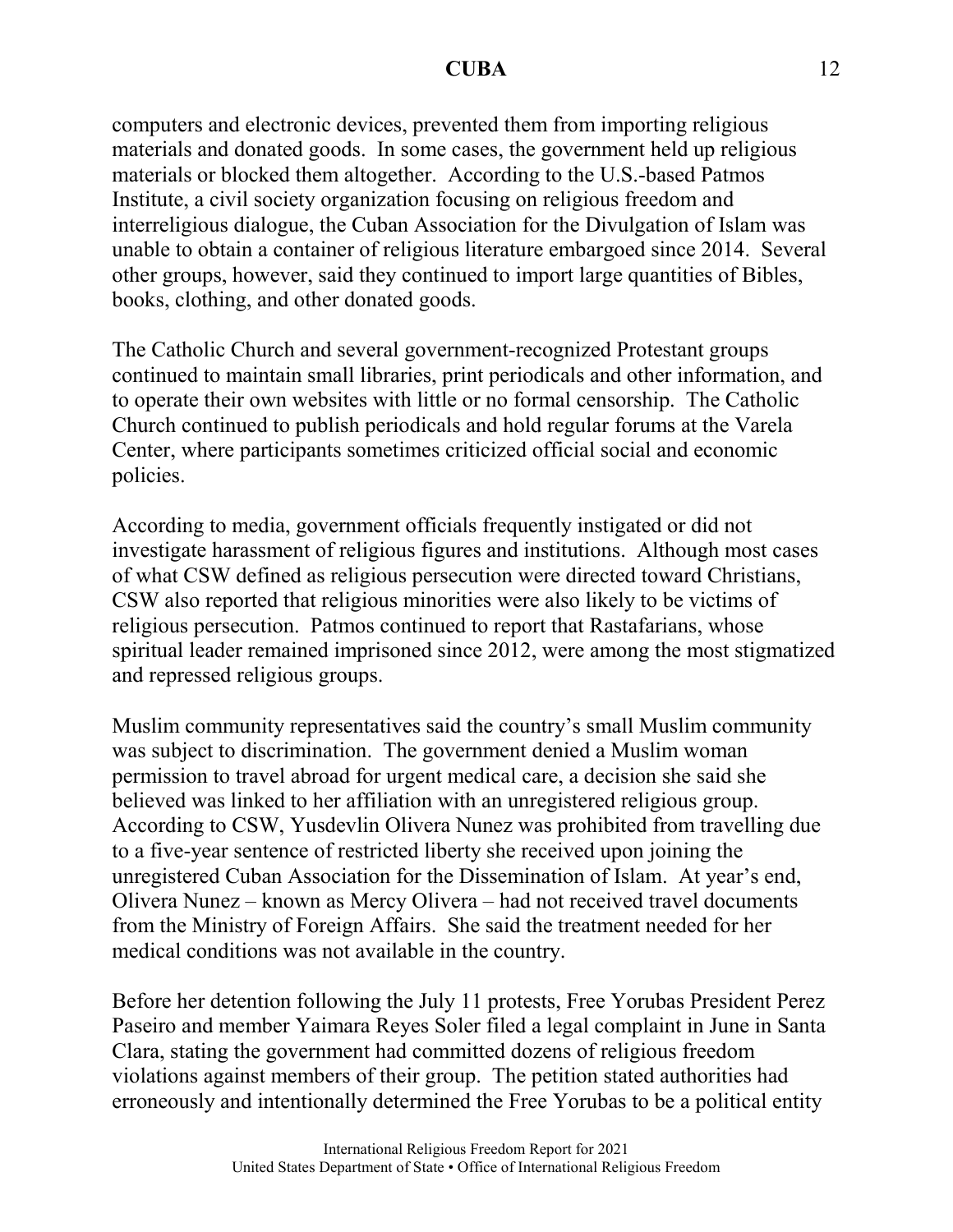computers and electronic devices, prevented them from importing religious materials and donated goods. In some cases, the government held up religious materials or blocked them altogether. According to the U.S.-based Patmos Institute, a civil society organization focusing on religious freedom and interreligious dialogue, the Cuban Association for the Divulgation of Islam was unable to obtain a container of religious literature embargoed since 2014. Several other groups, however, said they continued to import large quantities of Bibles, books, clothing, and other donated goods.

The Catholic Church and several government-recognized Protestant groups continued to maintain small libraries, print periodicals and other information, and to operate their own websites with little or no formal censorship. The Catholic Church continued to publish periodicals and hold regular forums at the Varela Center, where participants sometimes criticized official social and economic policies.

According to media, government officials frequently instigated or did not investigate harassment of religious figures and institutions. Although most cases of what CSW defined as religious persecution were directed toward Christians, CSW also reported that religious minorities were also likely to be victims of religious persecution. Patmos continued to report that Rastafarians, whose spiritual leader remained imprisoned since 2012, were among the most stigmatized and repressed religious groups.

Muslim community representatives said the country's small Muslim community was subject to discrimination. The government denied a Muslim woman permission to travel abroad for urgent medical care, a decision she said she believed was linked to her affiliation with an unregistered religious group. According to CSW, Yusdevlin Olivera Nunez was prohibited from travelling due to a five-year sentence of restricted liberty she received upon joining the unregistered Cuban Association for the Dissemination of Islam. At year's end, Olivera Nunez – known as Mercy Olivera – had not received travel documents from the Ministry of Foreign Affairs. She said the treatment needed for her medical conditions was not available in the country.

Before her detention following the July 11 protests, Free Yorubas President Perez Paseiro and member Yaimara Reyes Soler filed a legal complaint in June in Santa Clara, stating the government had committed dozens of religious freedom violations against members of their group. The petition stated authorities had erroneously and intentionally determined the Free Yorubas to be a political entity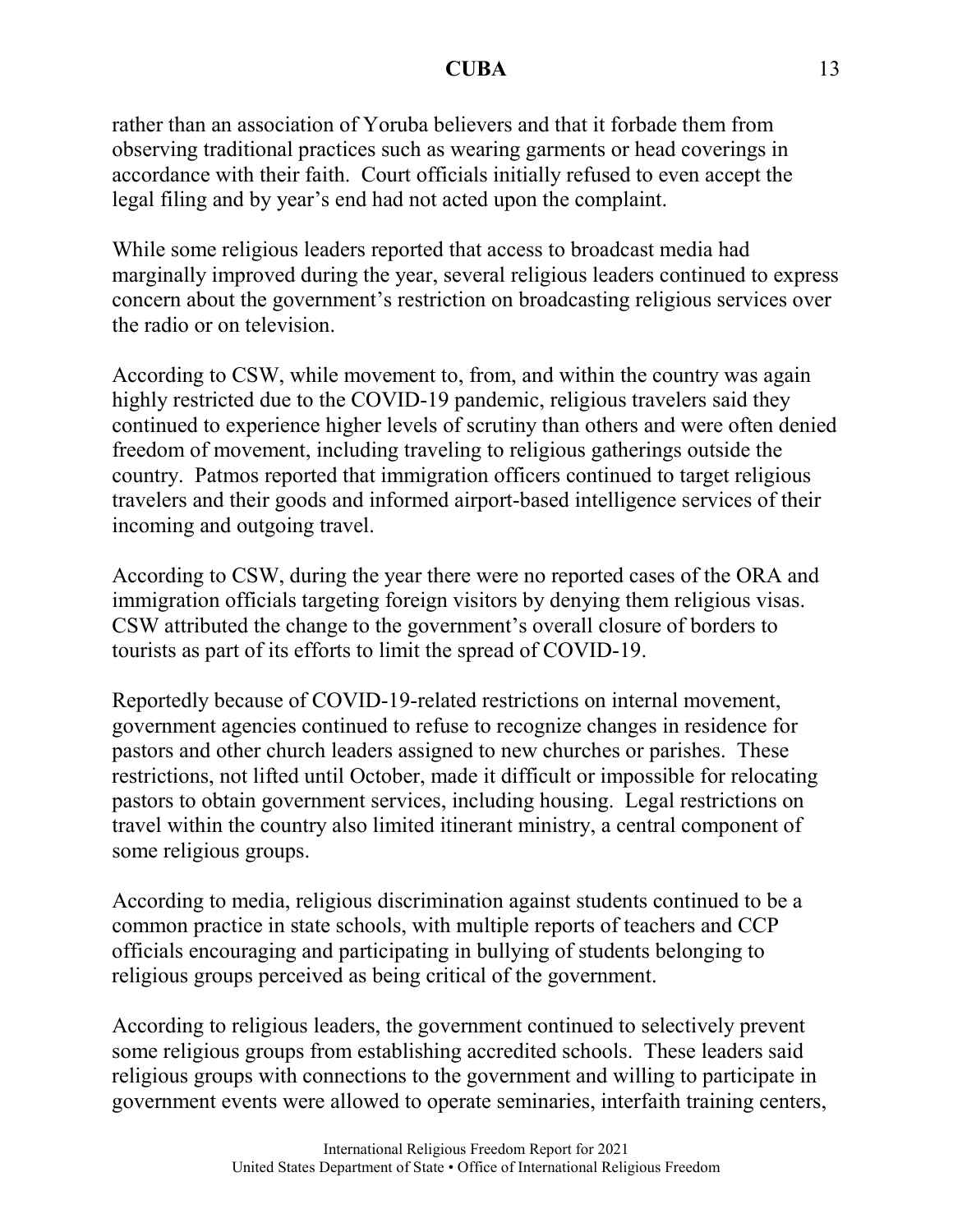rather than an association of Yoruba believers and that it forbade them from observing traditional practices such as wearing garments or head coverings in accordance with their faith. Court officials initially refused to even accept the legal filing and by year's end had not acted upon the complaint.

While some religious leaders reported that access to broadcast media had marginally improved during the year, several religious leaders continued to express concern about the government's restriction on broadcasting religious services over the radio or on television.

According to CSW, while movement to, from, and within the country was again highly restricted due to the COVID-19 pandemic, religious travelers said they continued to experience higher levels of scrutiny than others and were often denied freedom of movement, including traveling to religious gatherings outside the country. Patmos reported that immigration officers continued to target religious travelers and their goods and informed airport-based intelligence services of their incoming and outgoing travel.

According to CSW, during the year there were no reported cases of the ORA and immigration officials targeting foreign visitors by denying them religious visas. CSW attributed the change to the government's overall closure of borders to tourists as part of its efforts to limit the spread of COVID-19.

Reportedly because of COVID-19-related restrictions on internal movement, government agencies continued to refuse to recognize changes in residence for pastors and other church leaders assigned to new churches or parishes. These restrictions, not lifted until October, made it difficult or impossible for relocating pastors to obtain government services, including housing. Legal restrictions on travel within the country also limited itinerant ministry, a central component of some religious groups.

According to media, religious discrimination against students continued to be a common practice in state schools, with multiple reports of teachers and CCP officials encouraging and participating in bullying of students belonging to religious groups perceived as being critical of the government.

According to religious leaders, the government continued to selectively prevent some religious groups from establishing accredited schools. These leaders said religious groups with connections to the government and willing to participate in government events were allowed to operate seminaries, interfaith training centers,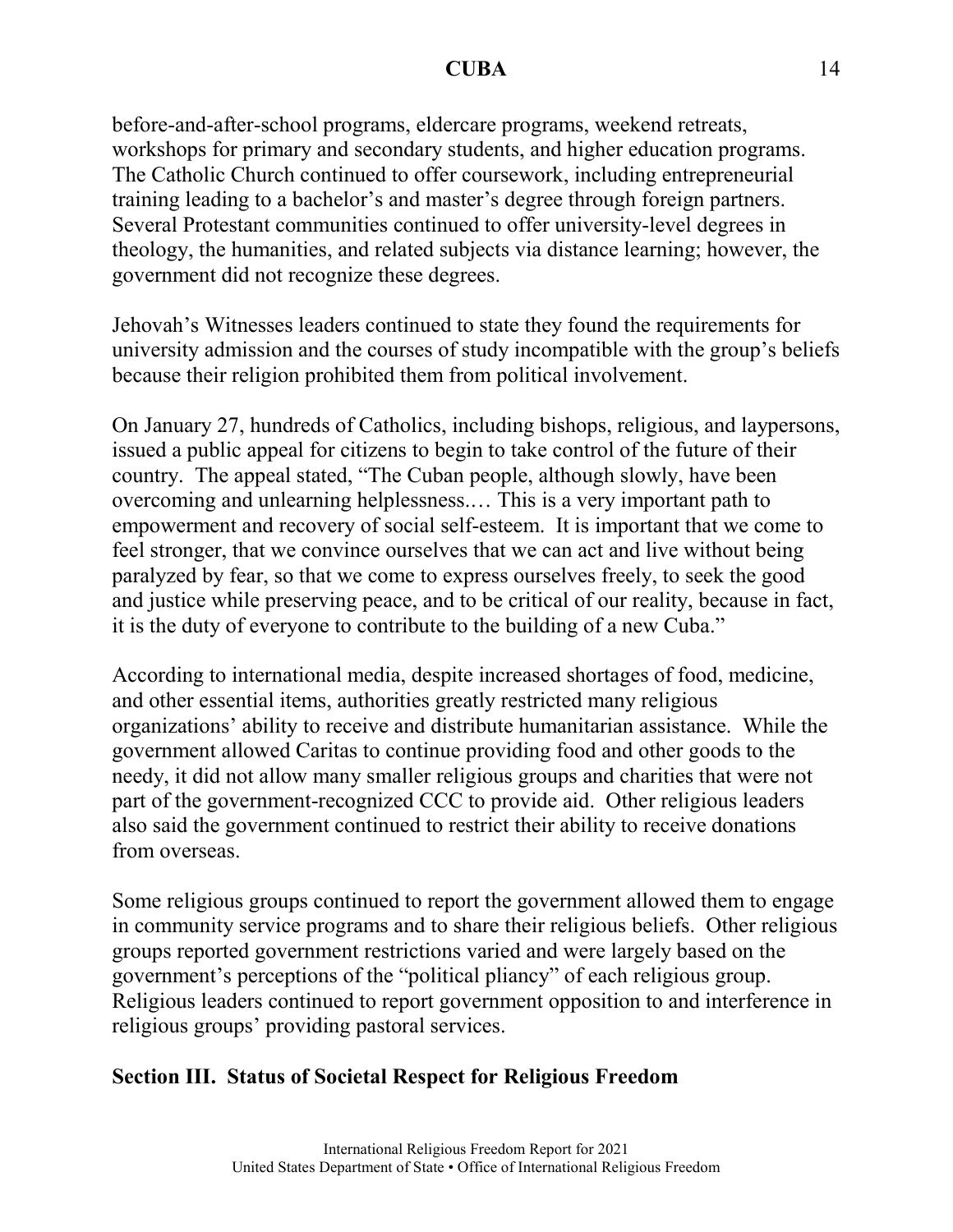before-and-after-school programs, eldercare programs, weekend retreats, workshops for primary and secondary students, and higher education programs. The Catholic Church continued to offer coursework, including entrepreneurial training leading to a bachelor's and master's degree through foreign partners. Several Protestant communities continued to offer university-level degrees in theology, the humanities, and related subjects via distance learning; however, the government did not recognize these degrees.

Jehovah's Witnesses leaders continued to state they found the requirements for university admission and the courses of study incompatible with the group's beliefs because their religion prohibited them from political involvement.

On January 27, hundreds of Catholics, including bishops, religious, and laypersons, issued a public appeal for citizens to begin to take control of the future of their country. The appeal stated, "The Cuban people, although slowly, have been overcoming and unlearning helplessness.… This is a very important path to empowerment and recovery of social self-esteem. It is important that we come to feel stronger, that we convince ourselves that we can act and live without being paralyzed by fear, so that we come to express ourselves freely, to seek the good and justice while preserving peace, and to be critical of our reality, because in fact, it is the duty of everyone to contribute to the building of a new Cuba."

According to international media, despite increased shortages of food, medicine, and other essential items, authorities greatly restricted many religious organizations' ability to receive and distribute humanitarian assistance. While the government allowed Caritas to continue providing food and other goods to the needy, it did not allow many smaller religious groups and charities that were not part of the government-recognized CCC to provide aid. Other religious leaders also said the government continued to restrict their ability to receive donations from overseas.

Some religious groups continued to report the government allowed them to engage in community service programs and to share their religious beliefs. Other religious groups reported government restrictions varied and were largely based on the government's perceptions of the "political pliancy" of each religious group. Religious leaders continued to report government opposition to and interference in religious groups' providing pastoral services.

## Section III. Status of Societal Respect for Religious Freedom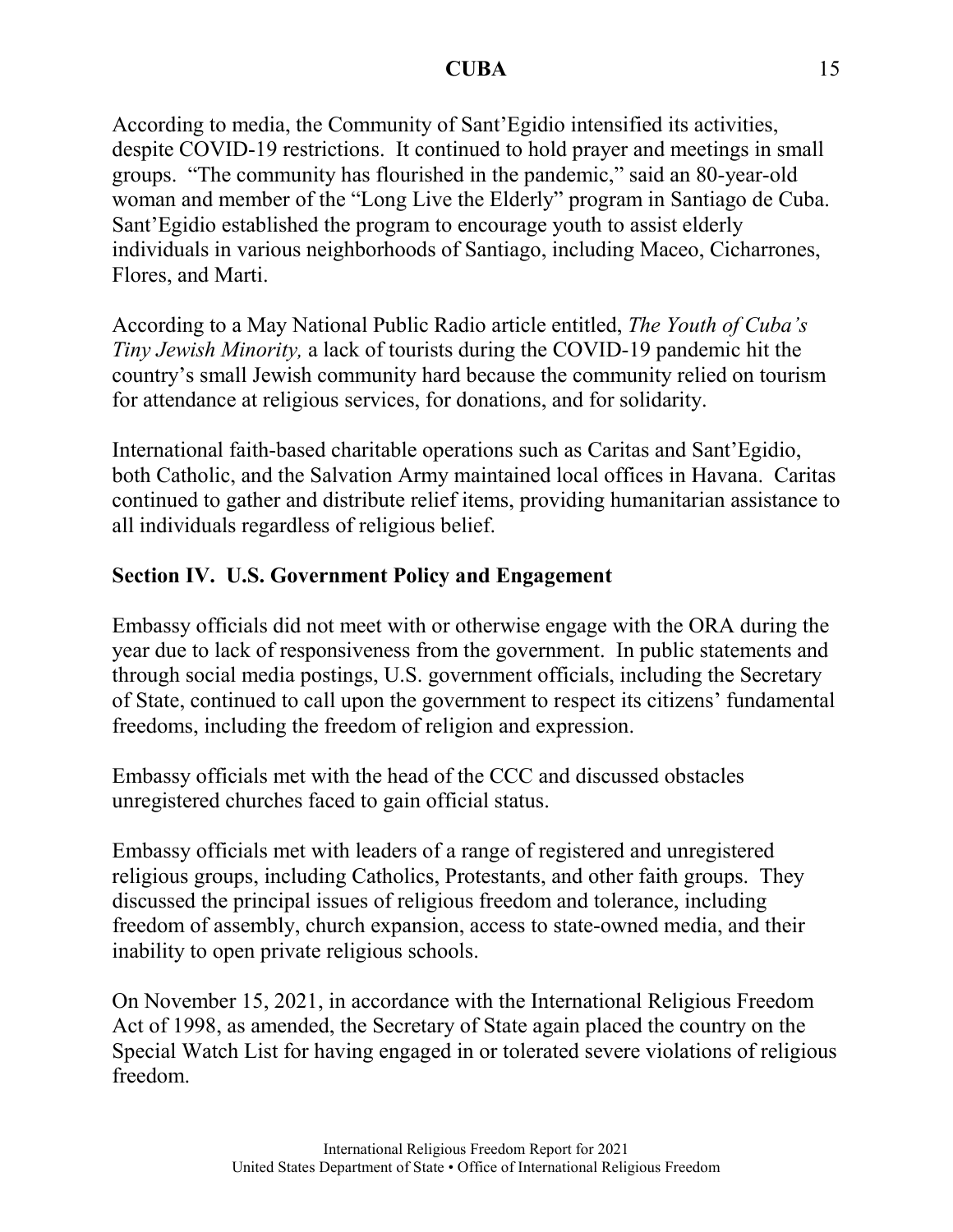According to media, the Community of Sant'Egidio intensified its activities, despite COVID-19 restrictions. It continued to hold prayer and meetings in small groups. "The community has flourished in the pandemic," said an 80-year-old woman and member of the "Long Live the Elderly" program in Santiago de Cuba. Sant'Egidio established the program to encourage youth to assist elderly individuals in various neighborhoods of Santiago, including Maceo, Cicharrones, Flores, and Marti.

According to a May National Public Radio article entitled, *The Youth of Cuba's Tiny Jewish Minority,* a lack of tourists during the COVID-19 pandemic hit the country's small Jewish community hard because the community relied on tourism for attendance at religious services, for donations, and for solidarity.

International faith-based charitable operations such as Caritas and Sant'Egidio, both Catholic, and the Salvation Army maintained local offices in Havana. Caritas continued to gather and distribute relief items, providing humanitarian assistance to all individuals regardless of religious belief.

## Section IV. U.S. Government Policy and Engagement

Embassy officials did not meet with or otherwise engage with the ORA during the year due to lack of responsiveness from the government. In public statements and through social media postings, U.S. government officials, including the Secretary of State, continued to call upon the government to respect its citizens' fundamental freedoms, including the freedom of religion and expression.

Embassy officials met with the head of the CCC and discussed obstacles unregistered churches faced to gain official status.

Embassy officials met with leaders of a range of registered and unregistered religious groups, including Catholics, Protestants, and other faith groups. They discussed the principal issues of religious freedom and tolerance, including freedom of assembly, church expansion, access to state-owned media, and their inability to open private religious schools.

On November 15, 2021, in accordance with the International Religious Freedom Act of 1998, as amended, the Secretary of State again placed the country on the Special Watch List for having engaged in or tolerated severe violations of religious freedom.